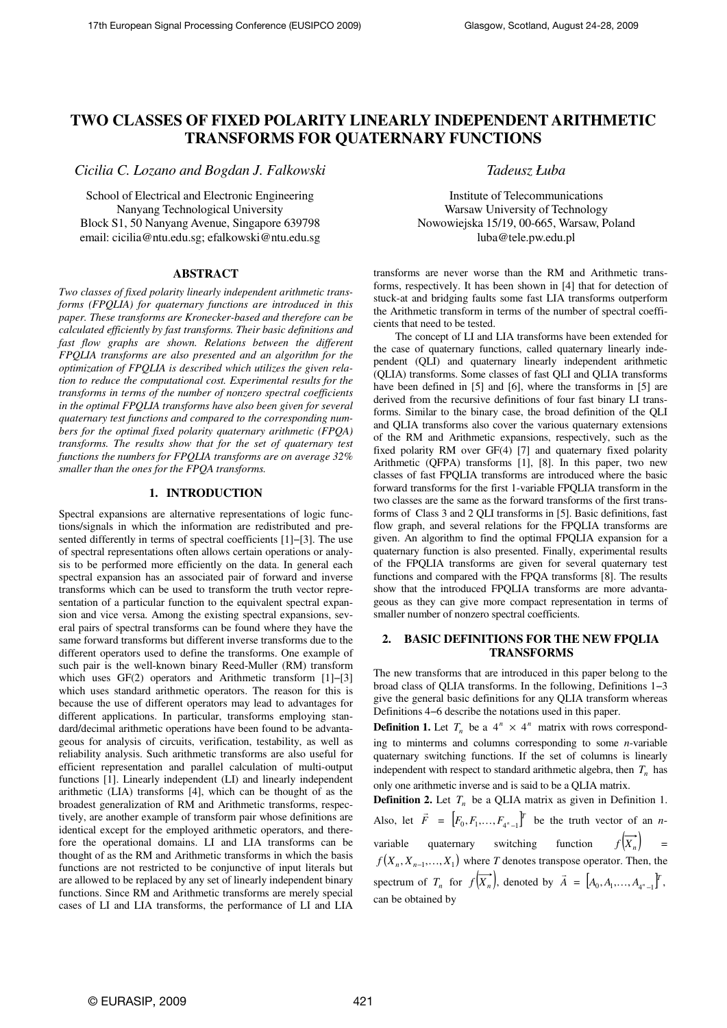# TWO CLASSES OF FIXED POLARITY LINEARLY INDEPENDENT ARITHMETIC TRANSFORMS FOR QUATERNARY FUNCTIONS

*Cicilia C. Lozano and Bogdan J. Falkowski*

School of Electrical and Electronic Engineering
Nanyang Technological University
Block S1, 50 Nanyang Avenue, Singapore 639798
email: cicilia@ntu.edu.sg; efalkowski@ntu.edu.sg

*Tadeusz Łuba*

Institute of Telecommunications
Warsaw University of Technology
Nowowiejska 15/19, 00-665, Warsaw, Poland
luba@tele.pw.edu.pl

## ABSTRACT

*Two classes of fixed polarity linearly independent arithmetic transforms (FPQLIA) for quaternary functions are introduced in this paper. These transforms are Kronecker-based and therefore can be calculated efficiently by fast transforms. Their basic definitions and fast flow graphs are shown. Relations between the different FPQLIA transforms are also presented and an algorithm for the optimization of FPQLIA is described which utilizes the given relation to reduce the computational cost. Experimental results for the transforms in terms of the number of nonzero spectral coefficients in the optimal FPQLIA transforms have also been given for several quaternary test functions and compared to the corresponding numbers for the optimal fixed polarity quaternary arithmetic (FPQA) transforms. The results show that for the set of quaternary test functions the numbers for FPQLIA transforms are on average 32% smaller than the ones for the FPQA transforms.*

## 1. INTRODUCTION

Spectral expansions are alternative representations of logic functions/signals in which the information are redistributed and presented differently in terms of spectral coefficients [1]–[3]. The use of spectral representations often allows certain operations or analysis to be performed more efficiently on the data. In general each spectral expansion has an associated pair of forward and inverse transforms which can be used to transform the truth vector representation of a particular function to the equivalent spectral expansion and vice versa. Among the existing spectral expansions, several pairs of spectral transforms can be found where they have the same forward transforms but different inverse transforms due to the different operators used to define the transforms. One example of such pair is the well-known binary Reed-Muller (RM) transform which uses GF(2) operators and Arithmetic transform [1]–[3] which uses standard arithmetic operators. The reason for this is because the use of different operators may lead to advantages for different applications. In particular, transforms employing standard/decimal arithmetic operations have been found to be advantageous for analysis of circuits, verification, testability, as well as reliability analysis. Such arithmetic transforms are also useful for efficient representation and parallel calculation of multi-output functions [1]. Linearly independent (LI) and linearly independent arithmetic (LIA) transforms [4], which can be thought of as the broadest generalization of RM and Arithmetic transforms, respectively, are another example of transform pair whose definitions are identical except for the employed arithmetic operators, and therefore the operational domains. LI and LIA transforms can be thought of as the RM and Arithmetic transforms in which the basis functions are not restricted to be conjunctive of input literals but are allowed to be replaced by any set of linearly independent binary functions. Since RM and Arithmetic transforms are merely special cases of LI and LIA transforms, the performance of LI and LIA transforms are never worse than the RM and Arithmetic transforms, respectively. It has been shown in [4] that for detection of stuck-at and bridging faults some fast LIA transforms outperform the Arithmetic transform in terms of the number of spectral coefficients that need to be tested.

The concept of LI and LIA transforms have been extended for the case of quaternary functions, called quaternary linearly independent (QLI) and quaternary linearly independent arithmetic (QLIA) transforms. Some classes of fast QLI and QLIA transforms have been defined in [5] and [6], where the transforms in [5] are derived from the recursive definitions of four fast binary LI transforms. Similar to the binary case, the broad definition of the QLI and QLIA transforms also cover the various quaternary extensions of the RM and Arithmetic expansions, respectively, such as the fixed polarity RM over GF(4) [7] and quaternary fixed polarity Arithmetic (QFPA) transforms [1], [8]. In this paper, two new classes of fast FPQLIA transforms are introduced where the basic forward transforms for the first 1-variable FPQLIA transform in the two classes are the same as the forward transforms of the first transforms of Class 3 and 2 QLI transforms in [5]. Basic definitions, fast flow graph, and several relations for the FPQLIA transforms are given. An algorithm to find the optimal FPQLIA expansion for a quaternary function is also presented. Finally, experimental results of the FPQLIA transforms are given for several quaternary test functions and compared with the FPQA transforms [8]. The results show that the introduced FPQLIA transforms are more advantageous as they can give more compact representation in terms of smaller number of nonzero spectral coefficients.

## 2. BASIC DEFINITIONS FOR THE NEW FPQLIA TRANSFORMS

The new transforms that are introduced in this paper belong to the broad class of QLIA transforms. In the following, Definitions 1–3 give the general basic definitions for any QLIA transform whereas Definitions 4–6 describe the notations used in this paper.

**Definition 1.** Let $T_n$ be a $4^n \times 4^n$ matrix with rows corresponding to minterms and columns corresponding to some $n$-variable quaternary switching functions. If the set of columns is linearly independent with respect to standard arithmetic algebra, then $T_n$ has only one arithmetic inverse and is said to be a QLIA matrix.

**Definition 2.** Let $T_n$ be a QLIA matrix as given in Definition 1. Also, let $\vec{F} = [F_0, F_1, \ldots, F_{4^n-1}]^T$ be the truth vector of an $n$-variable quaternary switching function $f(\overrightarrow{X_n}) = f(X_n, X_{n-1}, \ldots, X_1)$ where $T$ denotes transpose operator. Then, the spectrum of $T_n$ for $f(\overrightarrow{X_n})$, denoted by $\vec{A} = [A_0, A_1, \ldots, A_{4^n-1}]^T$, can be obtained by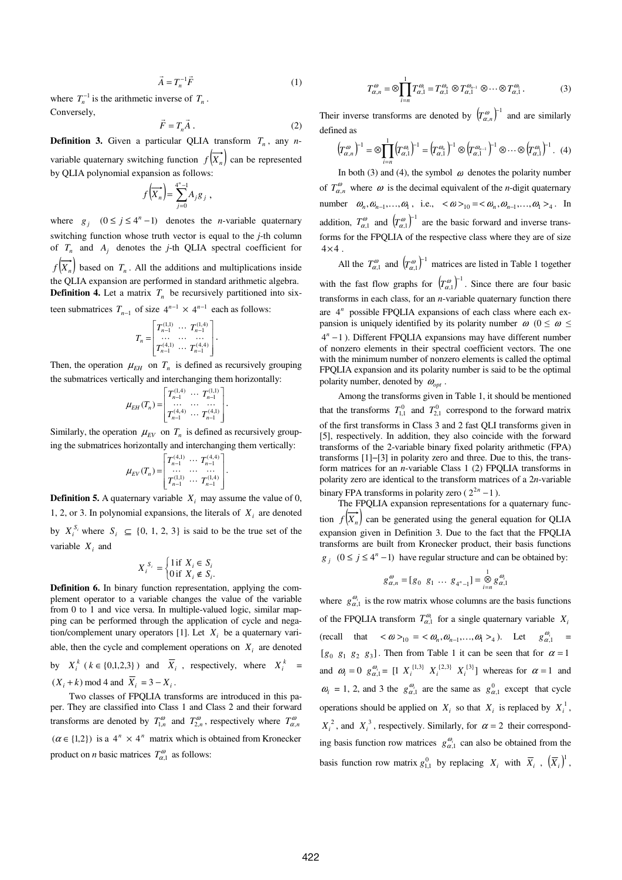$$\vec{A} = T_n^{-1}\vec{F} \tag{1}$$

where $T_n^{-1}$ is the arithmetic inverse of $T_n$.
Conversely,

$$\vec{F} = T_n\vec{A}. \tag{2}$$

**Definition 3.** Given a particular QLIA transform $T_n$, any $n$-variable quaternary switching function $f\left(\overrightarrow{X_n}\right)$ can be represented by QLIA polynomial expansion as follows:

$$f\left(\overrightarrow{X_n}\right) = \sum_{j=0}^{4^n-1} A_j g_j ,$$

where $g_j$ $(0 \le j \le 4^n - 1)$ denotes the $n$-variable quaternary switching function whose truth vector is equal to the $j$-th column of $T_n$ and $A_j$ denotes the $j$-th QLIA spectral coefficient for $f\left(\overrightarrow{X_n}\right)$ based on $T_n$. All the additions and multiplications inside the QLIA expansion are performed in standard arithmetic algebra.

**Definition 4.** Let a matrix $T_n$ be recursively partitioned into sixteen submatrices $T_{n-1}$ of size $4^{n-1} \times 4^{n-1}$ each as follows:

$$T_n = \begin{bmatrix} T_{n-1}^{(1,1)} & \cdots & T_{n-1}^{(1,4)} \\ \cdots & \cdots & \cdots \\ T_{n-1}^{(4,1)} & \cdots & T_{n-1}^{(4,4)} \end{bmatrix}.$$

Then, the operation $\mu_{EH}$ on $T_n$ is defined as recursively grouping the submatrices vertically and interchanging them horizontally:

$$\mu_{EH}(T_n) = \begin{bmatrix} T_{n-1}^{(1,4)} & \cdots & T_{n-1}^{(1,1)} \\ \cdots & \cdots & \cdots \\ T_{n-1}^{(4,4)} & \cdots & T_{n-1}^{(4,1)} \end{bmatrix}.$$

Similarly, the operation $\mu_{EV}$ on $T_n$ is defined as recursively grouping the submatrices horizontally and interchanging them vertically:

$$\mu_{EV}(T_n) = \begin{bmatrix} T_{n-1}^{(4,1)} & \cdots & T_{n-1}^{(4,4)} \\ \cdots & \cdots & \cdots \\ T_{n-1}^{(1,1)} & \cdots & T_{n-1}^{(1,4)} \end{bmatrix}.$$

**Definition 5.** A quaternary variable $X_i$ may assume the value of 0, 1, 2, or 3. In polynomial expansions, the literals of $X_i$ are denoted by $X_i^{S_i}$ where $S_i \subseteq \{0, 1, 2, 3\}$ is said to be the true set of the variable $X_i$ and

$$X_i^{S_i} = \begin{cases} 1 \text{ if } X_i \in S_i \\ 0 \text{ if } X_i \notin S_i. \end{cases}$$

**Definition 6.** In binary function representation, applying the complement operator to a variable changes the value of the variable from 0 to 1 and vice versa. In multiple-valued logic, similar mapping can be performed through the application of cycle and negation/complement unary operators [1]. Let $X_i$ be a quaternary variable, then the cycle and complement operations on $X_i$ are denoted by $X_i^{\,k}$ ($k \in \{0,1,2,3\}$) and $\overline{X_i}$, respectively, where $X_i^{\,k} = (X_i + k) \bmod 4$ and $\overline{X_i} = 3 - X_i$.

Two classes of FPQLIA transforms are introduced in this paper. They are classified into Class 1 and Class 2 and their forward transforms are denoted by $T_{1,n}^{\omega}$ and $T_{2,n}^{\omega}$, respectively where $T_{\alpha,n}^{\omega}$ $(\alpha \in \{1,2\})$ is a $4^n \times 4^n$ matrix which is obtained from Kronecker product on $n$ basic matrices $T_{\alpha,1}^{\omega}$ as follows:

$$T_{\alpha,n}^{\omega} = \otimes \prod_{i=n}^{1} T_{\alpha,1}^{\omega_i} = T_{\alpha,1}^{\omega_n} \otimes T_{\alpha,1}^{\omega_{n-1}} \otimes \cdots \otimes T_{\alpha,1}^{\omega_1}. \tag{3}$$

Their inverse transforms are denoted by $\left(T_{\alpha,n}^{\omega}\right)^{-1}$ and are similarly defined as

$$\left(T_{\alpha,n}^{\omega}\right)^{-1} = \otimes \prod_{i=n}^{1} \left(T_{\alpha,1}^{\omega_i}\right)^{-1} = \left(T_{\alpha,1}^{\omega_n}\right)^{-1} \otimes \left(T_{\alpha,1}^{\omega_{n-1}}\right)^{-1} \otimes \cdots \otimes \left(T_{\alpha,1}^{\omega_1}\right)^{-1}. \tag{4}$$

In both (3) and (4), the symbol $\omega$ denotes the polarity number of $T_{\alpha,n}^{\omega}$ where $\omega$ is the decimal equivalent of the $n$-digit quaternary number $\omega_n, \omega_{n-1}, \ldots, \omega_1$, i.e., $<\omega>_{10} = <\omega_n, \omega_{n-1}, \ldots, \omega_1>_4$. In addition, $T_{\alpha,1}^{\omega}$ and $\left(T_{\alpha,1}^{\omega}\right)^{-1}$ are the basic forward and inverse transforms for the FPQLIA of the respective class where they are of size $4 \times 4$.

All the $T_{\alpha,1}^{\omega}$ and $\left(T_{\alpha,1}^{\omega}\right)^{-1}$ matrices are listed in Table 1 together with the fast flow graphs for $\left(T_{\alpha,1}^{\omega}\right)^{-1}$. Since there are four basic transforms in each class, for an $n$-variable quaternary function there are $4^n$ possible FPQLIA expansions of each class where each expansion is uniquely identified by its polarity number $\omega$ ($0 \le \omega \le 4^n - 1$). Different FPQLIA expansions may have different number of nonzero elements in their spectral coefficient vectors. The one with the minimum number of nonzero elements is called the optimal FPQLIA expansion and its polarity number is said to be the optimal polarity number, denoted by $\omega_{opt}$.

Among the transforms given in Table 1, it should be mentioned that the transforms $T_{1,1}^{0}$ and $T_{2,1}^{0}$ correspond to the forward matrix of the first transforms in Class 3 and 2 fast QLI transforms given in [5], respectively. In addition, they also coincide with the forward transforms of the 2-variable binary fixed polarity arithmetic (FPA) transforms [1]–[3] in polarity zero and three. Due to this, the transform matrices for an $n$-variable Class 1 (2) FPQLIA transforms in polarity zero are identical to the transform matrices of a $2n$-variable binary FPA transforms in polarity zero ($2^{2n} - 1$).

The FPQLIA expansion representations for a quaternary function $f\left(\overrightarrow{X_n}\right)$ can be generated using the general equation for QLIA expansion given in Definition 3. Due to the fact that the FPQLIA transforms are built from Kronecker product, their basis functions $g_j$ $(0 \le j \le 4^n - 1)$ have regular structure and can be obtained by:

$$g_{\alpha,n}^{\omega} = [g_0 \;\; g_1 \;\; \ldots \;\; g_{4^n-1}] = \overset{1}{\underset{i=n}{\otimes}} g_{\alpha,1}^{\omega_i}$$

where $g_{\alpha,1}^{\omega_i}$ is the row matrix whose columns are the basis functions of the FPQLIA transform $T_{\alpha,1}^{\omega_i}$ for a single quaternary variable $X_i$ (recall that $<\omega>_{10} = <\omega_n, \omega_{n-1}, \ldots, \omega_1>_4$). Let $g_{\alpha,1}^{\omega_i}$ = $[g_0 \;\; g_1 \;\; g_2 \;\; g_3]$. Then from Table 1 it can be seen that for $\alpha = 1$ and $\omega_i = 0$ $g_{\alpha,1}^{\omega_i} = [1 \;\; X_i^{\{1,3\}} \;\; X_i^{\{2,3\}} \;\; X_i^{\{3\}}]$ whereas for $\alpha = 1$ and $\omega_i$ = 1, 2, and 3 the $g_{\alpha,1}^{\omega_i}$ are the same as $g_{\alpha,1}^{0}$ except that cycle operations should be applied on $X_i$ so that $X_i$ is replaced by $X_i^{\,1}$, $X_i^{\,2}$, and $X_i^{\,3}$, respectively. Similarly, for $\alpha = 2$ their corresponding basis function row matrices $g_{\alpha,1}^{\omega_i}$ can also be obtained from the basis function row matrix $g_{1,1}^{0}$ by replacing $X_i$ with $\overline{X_i}$, $\left(\overline{X_i}\right)^1$,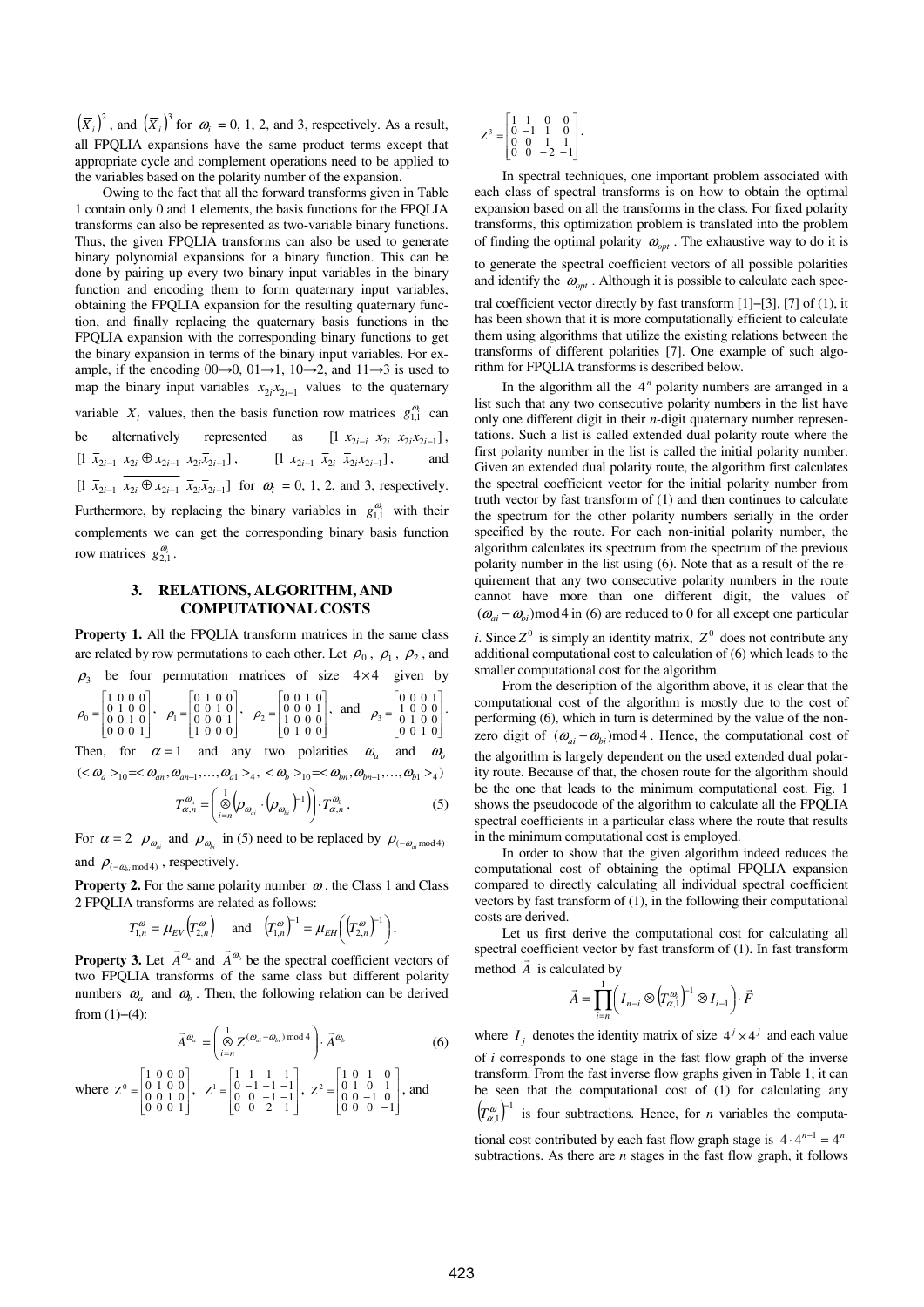$\left(\overline{X}_i\right)^2$, and $\left(\overline{X}_i\right)^3$ for $\omega_i$ = 0, 1, 2, and 3, respectively. As a result, all FPQLIA expansions have the same product terms except that appropriate cycle and complement operations need to be applied to the variables based on the polarity number of the expansion.

Owing to the fact that all the forward transforms given in Table 1 contain only 0 and 1 elements, the basis functions for the FPQLIA transforms can also be represented as two-variable binary functions. Thus, the given FPQLIA transforms can also be used to generate binary polynomial expansions for a binary function. This can be done by pairing up every two binary input variables in the binary function and encoding them to form quaternary input variables, obtaining the FPQLIA expansion for the resulting quaternary function, and finally replacing the quaternary basis functions in the FPQLIA expansion with the corresponding binary functions to get the binary expansion in terms of the binary input variables. For example, if the encoding 00→0, 01→1, 10→2, and 11→3 is used to map the binary input variables $x_{2i}x_{2i-1}$ values to the quaternary variable $X_i$ values, then the basis function row matrices $g_{1,1}^{\omega_i}$ can be alternatively represented as $[1\ x_{2i-i}\ x_{2i}\ x_{2i}x_{2i-1}]$, $[1\ \overline{x}_{2i-1}\ x_{2i}\oplus x_{2i-1}\ x_{2i}\overline{x}_{2i-1}]$, $[1\ x_{2i-1}\ \overline{x}_{2i}\ \overline{x}_{2i}x_{2i-1}]$, and $[1\ \overline{x}_{2i-1}\ \overline{x_{2i}\oplus x_{2i-1}}\ \overline{x}_{2i}\overline{x}_{2i-1}]$ for $\omega_i$ = 0, 1, 2, and 3, respectively. Furthermore, by replacing the binary variables in $g_{1,1}^{\omega_i}$ with their complements we can get the corresponding binary basis function row matrices $g_{2,1}^{\omega_i}$.

## 3. RELATIONS, ALGORITHM, AND COMPUTATIONAL COSTS

**Property 1.** All the FPQLIA transform matrices in the same class are related by row permutations to each other. Let $\rho_0$, $\rho_1$, $\rho_2$, and $\rho_3$ be four permutation matrices of size 4×4 given by

$$\rho_0=\begin{bmatrix}1&0&0&0\\0&1&0&0\\0&0&1&0\\0&0&0&1\end{bmatrix},\quad \rho_1=\begin{bmatrix}0&1&0&0\\0&0&1&0\\0&0&0&1\\1&0&0&0\end{bmatrix},\quad \rho_2=\begin{bmatrix}0&0&1&0\\0&0&0&1\\1&0&0&0\\0&1&0&0\end{bmatrix},\ \text{and}\quad \rho_3=\begin{bmatrix}0&0&0&1\\1&0&0&0\\0&1&0&0\\0&0&1&0\end{bmatrix}.$$

Then, for $\alpha=1$ and any two polarities $\omega_a$ and $\omega_b$ $(<\omega_a>_{10}=<\omega_{an},\omega_{an-1},\ldots,\omega_{a1}>_4,\ <\omega_b>_{10}=<\omega_{bn},\omega_{bn-1},\ldots,\omega_{b1}>_4)$

$$T_{\alpha,n}^{\omega_a}=\left(\bigotimes_{i=n}^{1}\left(\rho_{\omega_{ai}}\cdot\left(\rho_{\omega_{bi}}\right)^{-1}\right)\right)\cdot T_{\alpha,n}^{\omega_b}. \tag{5}$$

For $\alpha=2$ $\rho_{\omega_{ai}}$ and $\rho_{\omega_{bi}}$ in (5) need to be replaced by $\rho_{(-\omega_{ai}\bmod 4)}$ and $\rho_{(-\omega_{bi}\bmod 4)}$, respectively.

**Property 2.** For the same polarity number $\omega$, the Class 1 and Class 2 FPQLIA transforms are related as follows:

$$T_{1,n}^{\omega}=\mu_{EV}\left(T_{2,n}^{\omega}\right)\quad\text{and}\quad\left(T_{1,n}^{\omega}\right)^{-1}=\mu_{EH}\left(\left(T_{2,n}^{\omega}\right)^{-1}\right).$$

**Property 3.** Let $\vec{A}^{\omega_a}$ and $\vec{A}^{\omega_b}$ be the spectral coefficient vectors of two FPQLIA transforms of the same class but different polarity numbers $\omega_a$ and $\omega_b$. Then, the following relation can be derived from (1)–(4):

$$\vec{A}^{\omega_a}=\left(\bigotimes_{i=n}^{1}Z^{(\omega_{ai}-\omega_{bi})\bmod 4}\right)\cdot\vec{A}^{\omega_b} \tag{6}$$

where

$$Z^0=\begin{bmatrix}1&0&0&0\\0&1&0&0\\0&0&1&0\\0&0&0&1\end{bmatrix},\quad Z^1=\begin{bmatrix}1&1&1&1\\0&-1&-1&-1\\0&0&-1&-1\\0&0&2&1\end{bmatrix},\quad Z^2=\begin{bmatrix}1&0&1&0\\0&1&0&1\\0&0&-1&0\\0&0&0&-1\end{bmatrix},\ \text{and}$$

$$Z^3=\begin{bmatrix}1&1&0&0\\0&-1&1&0\\0&0&1&1\\0&0&-2&-1\end{bmatrix}.$$

In spectral techniques, one important problem associated with each class of spectral transforms is on how to obtain the optimal expansion based on all the transforms in the class. For fixed polarity transforms, this optimization problem is translated into the problem of finding the optimal polarity $\omega_{opt}$. The exhaustive way to do it is to generate the spectral coefficient vectors of all possible polarities and identify the $\omega_{opt}$. Although it is possible to calculate each spectral coefficient vector directly by fast transform [1]–[3], [7] of (1), it has been shown that it is more computationally efficient to calculate them using algorithms that utilize the existing relations between the transforms of different polarities [7]. One example of such algorithm for FPQLIA transforms is described below.

In the algorithm all the $4^n$ polarity numbers are arranged in a list such that any two consecutive polarity numbers in the list have only one different digit in their *n*-digit quaternary number representations. Such a list is called extended dual polarity route where the first polarity number in the list is called the initial polarity number. Given an extended dual polarity route, the algorithm first calculates the spectral coefficient vector for the initial polarity number from truth vector by fast transform of (1) and then continues to calculate the spectrum for the other polarity numbers serially in the order specified by the route. For each non-initial polarity number, the algorithm calculates its spectrum from the spectrum of the previous polarity number in the list using (6). Note that as a result of the requirement that any two consecutive polarity numbers in the route cannot have more than one different digit, the values of $(\omega_{ai}-\omega_{bi})\bmod 4$ in (6) are reduced to 0 for all except one particular *i*. Since $Z^0$ is simply an identity matrix, $Z^0$ does not contribute any additional computational cost to calculation of (6) which leads to the smaller computational cost for the algorithm.

From the description of the algorithm above, it is clear that the computational cost of the algorithm is mostly due to the cost of performing (6), which in turn is determined by the value of the nonzero digit of $(\omega_{ai}-\omega_{bi})\bmod 4$. Hence, the computational cost of the algorithm is largely dependent on the used extended dual polarity route. Because of that, the chosen route for the algorithm should be the one that leads to the minimum computational cost. Fig. 1 shows the pseudocode of the algorithm to calculate all the FPQLIA spectral coefficients in a particular class where the route that results in the minimum computational cost is employed.

In order to show that the given algorithm indeed reduces the computational cost of obtaining the optimal FPQLIA expansion compared to directly calculating all individual spectral coefficient vectors by fast transform of (1), in the following their computational costs are derived.

Let us first derive the computational cost for calculating all spectral coefficient vector by fast transform of (1). In fast transform method $\vec{A}$ is calculated by

$$\vec{A}=\prod_{i=n}^{1}\left(I_{n-i}\otimes\left(T_{\alpha,1}^{\omega_i}\right)^{-1}\otimes I_{i-1}\right)\cdot\vec{F}$$

where $I_j$ denotes the identity matrix of size $4^j\times 4^j$ and each value of *i* corresponds to one stage in the fast flow graph of the inverse transform. From the fast inverse flow graphs given in Table 1, it can be seen that the computational cost of (1) for calculating any $\left(T_{\alpha,1}^{\omega}\right)^{-1}$ is four subtractions. Hence, for *n* variables the computational cost contributed by each fast flow graph stage is $4\cdot 4^{n-1}=4^n$ subtractions. As there are *n* stages in the fast flow graph, it follows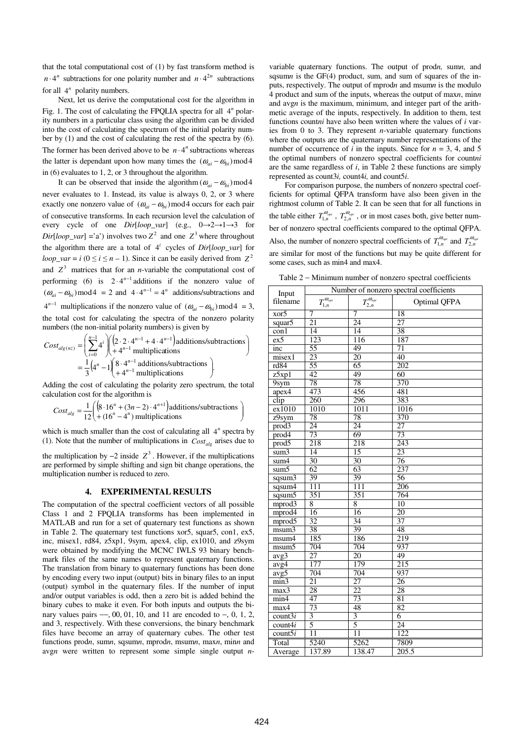that the total computational cost of (1) by fast transform method is $n \cdot 4^n$ subtractions for one polarity number and $n \cdot 4^{2n}$ subtractions for all $4^n$ polarity numbers.

Next, let us derive the computational cost for the algorithm in Fig. 1. The cost of calculating the FPQLIA spectra for all $4^n$ polarity numbers in a particular class using the algorithm can be divided into the cost of calculating the spectrum of the initial polarity number by (1) and the cost of calculating the rest of the spectra by (6). The former has been derived above to be $n \cdot 4^n$ subtractions whereas the latter is dependant upon how many times the $(\omega_{ai} - \omega_{bi}) \bmod 4$ in (6) evaluates to 1, 2, or 3 throughout the algorithm.

It can be observed that inside the algorithm $(\omega_{ai} - \omega_{bi}) \bmod 4$ never evaluates to 1. Instead, its value is always 0, 2, or 3 where exactly one nonzero value of $(\omega_{ai} - \omega_{bi}) \bmod 4$ occurs for each pair of consecutive transforms. In each recursion level the calculation of every cycle of one *Dir*[*loop_var*] (e.g., 0→2→1→3 for *Dir*[*loop_var*] ='a') involves two $Z^2$ and one $Z^3$ where throughout the algorithm there are a total of $4^i$ cycles of *Dir*[*loop_var*] for *loop_var* = $i$ ($0 \le i \le n-1$). Since it can be easily derived from $Z^2$ and $Z^3$ matrices that for an $n$-variable the computational cost of performing (6) is $2 \cdot 4^{n-1}$ additions if the nonzero value of $(\omega_{ai} - \omega_{bi}) \bmod 4$ = 2 and $4 \cdot 4^{n-1} = 4^n$ additions/subtractions and $4^{n-1}$ multiplications if the nonzero value of $(\omega_{ai} - \omega_{bi}) \bmod 4$ = 3, the total cost for calculating the spectra of the nonzero polarity numbers (the non-initial polarity numbers) is given by

$$
\begin{aligned}
Cost_{alg(nz)} &= \left(\sum_{i=0}^{n-1} 4^i\right)\begin{pmatrix}(2 \cdot 2 \cdot 4^{n-1} + 4 \cdot 4^{n-1})\text{additions/subtractions} \\ + 4^{n-1}\text{ multiplications}\end{pmatrix} \\
&= \frac{1}{3}\left(4^n - 1\right)\begin{pmatrix}8 \cdot 4^{n-1}\text{ additions/subtractions} \\ + 4^{n-1}\text{ multiplications}\end{pmatrix}.
\end{aligned}
$$

Adding the cost of calculating the polarity zero spectrum, the total calculation cost for the algorithm is

$$
Cost_{alg} = \frac{1}{12}\begin{pmatrix}\left(8 \cdot 16^n + (3n-2) \cdot 4^{n+1}\right)\text{additions/subtractions} \\ + (16^n - 4^n)\text{ multiplications}\end{pmatrix}
$$

which is much smaller than the cost of calculating all $4^n$ spectra by (1). Note that the number of multiplications in $Cost_{alg}$ arises due to the multiplication by −2 inside $Z^3$. However, if the multiplications are performed by simple shifting and sign bit change operations, the multiplication number is reduced to zero.

## 4. EXPERIMENTAL RESULTS

The computation of the spectral coefficient vectors of all possible Class 1 and 2 FPQLIA transforms has been implemented in MATLAB and run for a set of quaternary test functions as shown in Table 2. The quaternary test functions xor5, squar5, con1, ex5, inc, misex1, rd84, z5xp1, 9sym, apex4, clip, ex1010, and z9sym were obtained by modifying the MCNC IWLS 93 binary benchmark files of the same names to represent quaternary functions. The translation from binary to quaternary functions has been done by encoding every two input (output) bits in binary files to an input (output) symbol in the quaternary files. If the number of input and/or output variables is odd, then a zero bit is added behind the binary cubes to make it even. For both inputs and outputs the binary values pairs −−, 00, 01, 10, and 11 are encoded to −, 0, 1, 2, and 3, respectively. With these conversions, the binary benchmark files have become an array of quaternary cubes. The other test functions prod*n*, sum*n*, sqsum*n*, mprod*n*, msum*n*, max*n*, min*n* and avg*n* were written to represent some simple single output *n*-variable quaternary functions. The output of prod*n,* sum*n,* and sqsum*n* is the GF(4) product, sum, and sum of squares of the inputs, respectively. The output of mprod*n* and msum*n* is the modulo 4 product and sum of the inputs, whereas the output of max*n*, min*n* and avg*n* is the maximum, minimum, and integer part of the arithmetic average of the inputs, respectively. In addition to them, test functions count*ni* have also been written where the values of *i* varies from 0 to 3. They represent *n*-variable quaternary functions where the outputs are the quaternary number representations of the number of occurrence of *i* in the inputs. Since for *n* = 3, 4, and 5 the optimal numbers of nonzero spectral coefficients for count*ni* are the same regardless of *i*, in Table 2 these functions are simply represented as count3*i,* count4*i,* and count5*i*.

For comparison purpose, the numbers of nonzero spectral coefficients for optimal QFPA transform have also been given in the rightmost column of Table 2. It can be seen that for all functions in the table either $T_{1,n}^{\omega_{opt}}$, $T_{2,n}^{\omega_{opt}}$, or in most cases both, give better number of nonzero spectral coefficients compared to the optimal QFPA. Also, the number of nonzero spectral coefficients of $T_{1,n}^{\omega_{opt}}$ and $T_{2,n}^{\omega_{opt}}$ are similar for most of the functions but may be quite different for some cases, such as min4 and max4.

Table 2 − Minimum number of nonzero spectral coefficients

| Input filename | Number of nonzero spectral coefficients | | |
|---|---|---|---|
| | $T_{1,n}^{\omega_{opt}}$ | $T_{2,n}^{\omega_{opt}}$ | Optimal QFPA |
| xor5 | 7 | 7 | 18 |
| squar5 | 21 | 24 | 27 |
| con1 | 14 | 14 | 38 |
| ex5 | 123 | 116 | 187 |
| inc | 55 | 49 | 71 |
| misex1 | 23 | 20 | 40 |
| rd84 | 55 | 65 | 202 |
| z5xp1 | 42 | 49 | 60 |
| 9sym | 78 | 78 | 370 |
| apex4 | 473 | 456 | 481 |
| clip | 260 | 296 | 383 |
| ex1010 | 1010 | 1011 | 1016 |
| z9sym | 78 | 78 | 370 |
| prod3 | 24 | 24 | 27 |
| prod4 | 73 | 69 | 73 |
| prod5 | 218 | 218 | 243 |
| sum3 | 14 | 15 | 23 |
| sum4 | 30 | 30 | 76 |
| sum5 | 62 | 63 | 237 |
| sqsum3 | 39 | 39 | 56 |
| sqsum4 | 111 | 111 | 206 |
| sqsum5 | 351 | 351 | 764 |
| mprod3 | 8 | 8 | 10 |
| mprod4 | 16 | 16 | 20 |
| mprod5 | 32 | 34 | 37 |
| msum3 | 38 | 39 | 48 |
| msum4 | 185 | 186 | 219 |
| msum5 | 704 | 704 | 937 |
| avg3 | 27 | 20 | 49 |
| avg4 | 177 | 179 | 215 |
| avg5 | 704 | 704 | 937 |
| min3 | 21 | 27 | 26 |
| max3 | 28 | 22 | 28 |
| min4 | 47 | 73 | 81 |
| max4 | 73 | 48 | 82 |
| count3*i* | 3 | 3 | 6 |
| count4*i* | 5 | 5 | 24 |
| count5*i* | 11 | 11 | 122 |
| Total | 5240 | 5262 | 7809 |
| Average | 137.89 | 138.47 | 205.5 |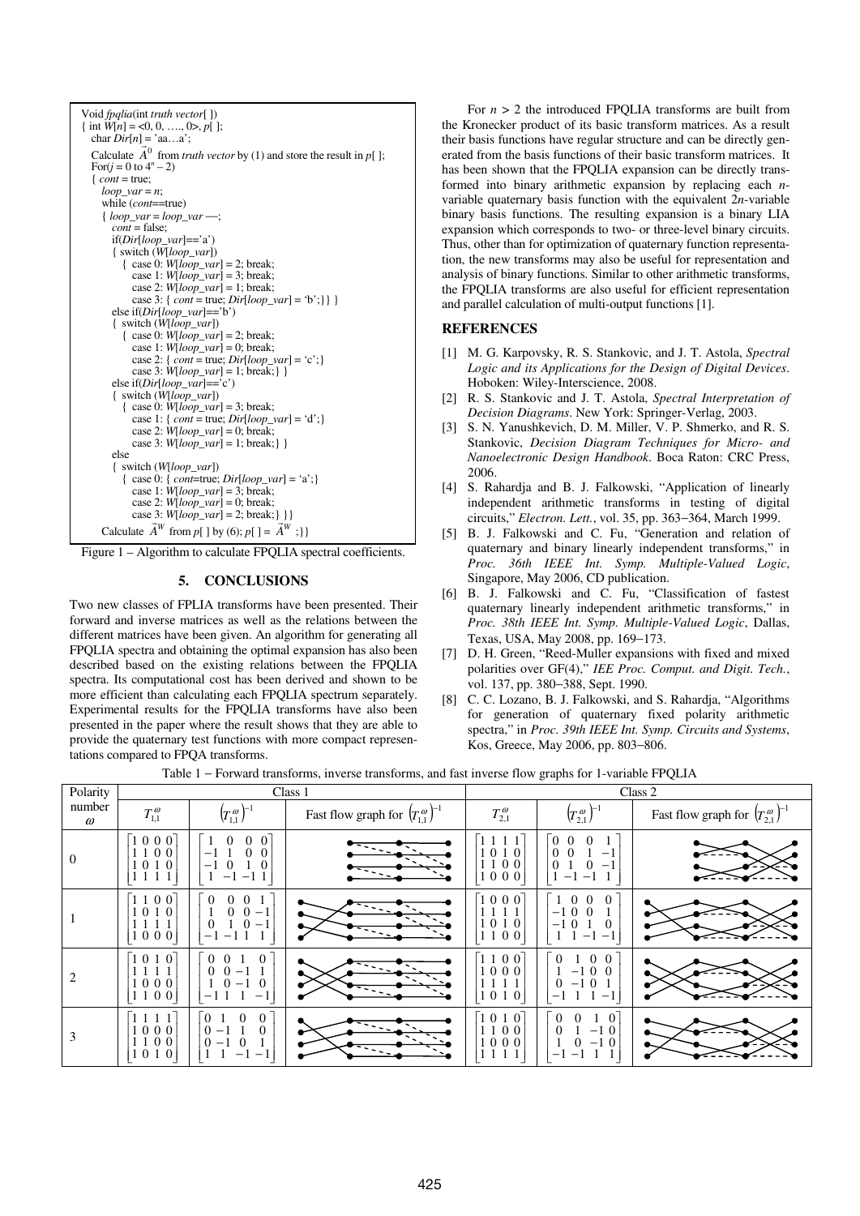```
Void fpqlia(int truth vector[ ])
{ int W[n] = <0, 0, …., 0>, p[ ];
  char Dir[n] = 'aa…a';
  Calculate A^0 from truth vector by (1) and store the result in p[ ];
  For(j = 0 to 4^n – 2)
  { cont = true;
    loop_var = n;
    while (cont==true)
    { loop_var = loop_var —;
      cont = false;
      if(Dir[loop_var]=='a')
      { switch (W[loop_var])
        { case 0: W[loop_var] = 2; break;
          case 1: W[loop_var] = 3; break;
          case 2: W[loop_var] = 1; break;
          case 3: { cont = true; Dir[loop_var] = 'b';}} }
      else if(Dir[loop_var]=='b')
      { switch (W[loop_var])
        { case 0: W[loop_var] = 2; break;
          case 1: W[loop_var] = 0; break;
          case 2: { cont = true; Dir[loop_var] = 'c';}
          case 3: W[loop_var] = 1; break;} }
      else if(Dir[loop_var]=='c')
      { switch (W[loop_var])
        { case 0: W[loop_var] = 3; break;
          case 1: { cont = true; Dir[loop_var] = 'd';}
          case 2: W[loop_var] = 0; break;
          case 3: W[loop_var] = 1; break;} }
      else
      { switch (W[loop_var])
        { case 0: { cont=true; Dir[loop_var] = 'a';}
          case 1: W[loop_var] = 3; break;
          case 2: W[loop_var] = 0; break;
          case 3: W[loop_var] = 2; break;} }}
    Calculate A^W from p[ ] by (6); p[ ] = A^W ;}}
```

Figure 1 – Algorithm to calculate FPQLIA spectral coefficients.

## 5. CONCLUSIONS

Two new classes of FPLIA transforms have been presented. Their forward and inverse matrices as well as the relations between the different matrices have been given. An algorithm for generating all FPQLIA spectra and obtaining the optimal expansion has also been described based on the existing relations between the FPQLIA spectra. Its computational cost has been derived and shown to be more efficient than calculating each FPQLIA spectrum separately. Experimental results for the FPQLIA transforms have also been presented in the paper where the result shows that they are able to provide the quaternary test functions with more compact representations compared to FPQA transforms.

For $n > 2$ the introduced FPQLIA transforms are built from the Kronecker product of its basic transform matrices. As a result their basis functions have regular structure and can be directly generated from the basis functions of their basic transform matrices. It has been shown that the FPQLIA expansion can be directly transformed into binary arithmetic expansion by replacing each $n$-variable quaternary basis function with the equivalent $2n$-variable binary basis functions. The resulting expansion is a binary LIA expansion which corresponds to two- or three-level binary circuits. Thus, other than for optimization of quaternary function representation, the new transforms may also be useful for representation and analysis of binary functions. Similar to other arithmetic transforms, the FPQLIA transforms are also useful for efficient representation and parallel calculation of multi-output functions [1].

## REFERENCES

[1] M. G. Karpovsky, R. S. Stankovic, and J. T. Astola, *Spectral Logic and its Applications for the Design of Digital Devices*. Hoboken: Wiley-Interscience, 2008.

[2] R. S. Stankovic and J. T. Astola, *Spectral Interpretation of Decision Diagrams*. New York: Springer-Verlag, 2003.

[3] S. N. Yanushkevich, D. M. Miller, V. P. Shmerko, and R. S. Stankovic, *Decision Diagram Techniques for Micro- and Nanoelectronic Design Handbook*. Boca Raton: CRC Press, 2006.

[4] S. Rahardja and B. J. Falkowski, "Application of linearly independent arithmetic transforms in testing of digital circuits," *Electron. Lett.*, vol. 35, pp. 363–364, March 1999.

[5] B. J. Falkowski and C. Fu, "Generation and relation of quaternary and binary linearly independent transforms," in *Proc. 36th IEEE Int. Symp. Multiple-Valued Logic*, Singapore, May 2006, CD publication.

[6] B. J. Falkowski and C. Fu, "Classification of fastest quaternary linearly independent arithmetic transforms," in *Proc. 38th IEEE Int. Symp. Multiple-Valued Logic*, Dallas, Texas, USA, May 2008, pp. 169–173.

[7] D. H. Green, "Reed-Muller expansions with fixed and mixed polarities over GF(4)," *IEE Proc. Comput. and Digit. Tech.*, vol. 137, pp. 380–388, Sept. 1990.

[8] C. C. Lozano, B. J. Falkowski, and S. Rahardja, "Algorithms for generation of quaternary fixed polarity arithmetic spectra," in *Proc. 39th IEEE Int. Symp. Circuits and Systems*, Kos, Greece, May 2006, pp. 803–806.

Table 1 – Forward transforms, inverse transforms, and fast inverse flow graphs for 1-variable FPQLIA

| Polarity number $\omega$ | Class 1 | | | Class 2 | | |
|---|---|---|---|---|---|---|
| | $T_{1,1}^{\omega}$ | $\left(T_{1,1}^{\omega}\right)^{-1}$ | Fast flow graph for $\left(T_{1,1}^{\omega}\right)^{-1}$ | $T_{2,1}^{\omega}$ | $\left(T_{2,1}^{\omega}\right)^{-1}$ | Fast flow graph for $\left(T_{2,1}^{\omega}\right)^{-1}$ |
| 0 | $\begin{bmatrix}1&0&0&0\\1&1&0&0\\1&0&1&0\\1&1&1&1\end{bmatrix}$ | $\begin{bmatrix}1&0&0&0\\-1&1&0&0\\-1&0&1&0\\1&-1&-1&1\end{bmatrix}$ | | $\begin{bmatrix}1&1&1&1\\1&0&1&0\\1&1&0&0\\1&0&0&0\end{bmatrix}$ | $\begin{bmatrix}0&0&0&1\\0&0&1&-1\\0&1&0&-1\\1&-1&-1&1\end{bmatrix}$ | |
| 1 | $\begin{bmatrix}1&1&0&0\\1&0&1&0\\1&1&1&1\\1&0&0&0\end{bmatrix}$ | $\begin{bmatrix}0&0&0&1\\1&0&0&-1\\0&1&0&-1\\-1&-1&1&1\end{bmatrix}$ | | $\begin{bmatrix}1&0&0&0\\1&1&1&1\\1&0&1&0\\1&1&0&0\end{bmatrix}$ | $\begin{bmatrix}1&0&0&0\\-1&0&0&1\\-1&0&1&0\\1&1&-1&-1\end{bmatrix}$ | |
| 2 | $\begin{bmatrix}1&0&1&0\\1&1&1&1\\1&0&0&0\\1&1&0&0\end{bmatrix}$ | $\begin{bmatrix}0&0&1&0\\0&0&-1&1\\1&0&-1&0\\-1&1&1&-1\end{bmatrix}$ | | $\begin{bmatrix}1&1&0&0\\1&0&0&0\\1&1&1&1\\1&0&1&0\end{bmatrix}$ | $\begin{bmatrix}0&1&0&0\\1&-1&0&0\\0&-1&0&1\\-1&1&1&-1\end{bmatrix}$ | |
| 3 | $\begin{bmatrix}1&1&1&1\\1&0&0&0\\1&1&0&0\\1&0&1&0\end{bmatrix}$ | $\begin{bmatrix}0&1&0&0\\0&-1&1&0\\0&-1&0&1\\1&1&-1&-1\end{bmatrix}$ | | $\begin{bmatrix}1&0&1&0\\1&1&0&0\\1&0&0&0\\1&1&1&1\end{bmatrix}$ | $\begin{bmatrix}0&0&1&0\\0&1&-1&0\\1&0&-1&0\\-1&-1&1&1\end{bmatrix}$ | |